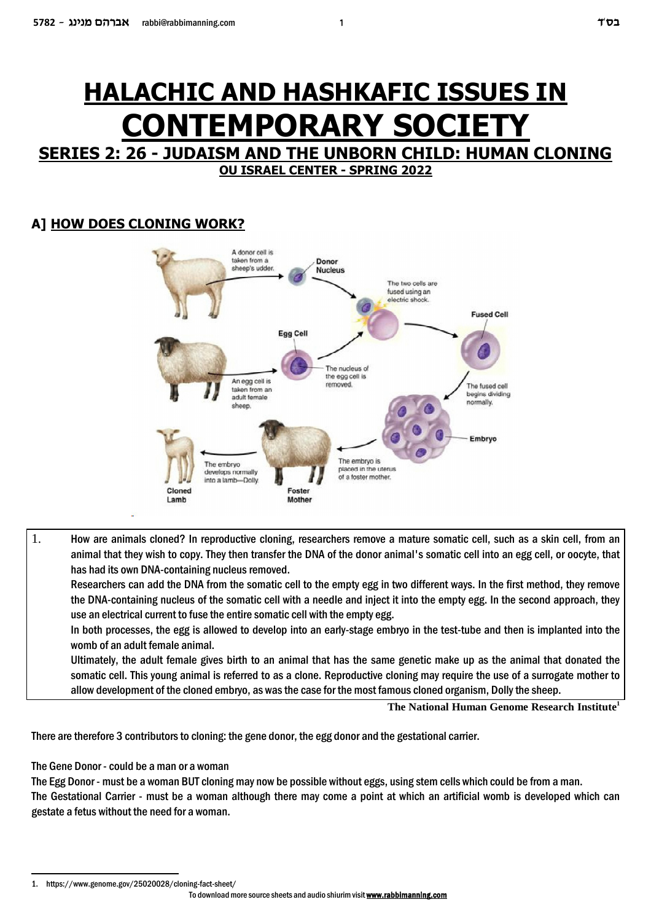# HALACHIC AND HASHKAFIC ISSUES IN CONTEMPORARY SOCIETY

## SERIES 2: 26 - JUDAISM AND THE UNBORN CHILD: HUMAN CLONING

### OU ISRAEL CENTER - SPRING 2022

## A] HOW DOES CLONING WORK?

1. How are animals cloned? In reproductive cloning, researchers remove a mature somatic cell, such as a skin cell, from an animal that they wish to copy. They then transfer the DNA of the donor animal's somatic cell into an egg cell, or oocyte, that has had its own DNA-containing nucleus removed.

   Researchers can add the DNA from the somatic cell to the empty egg in two different ways. In the first method, they remove the DNA-containing nucleus of the somatic cell with a needle and inject it into the empty egg. In the second approach, they use an electrical current to fuse the entire somatic cell with the empty egg.

   In both processes, the egg is allowed to develop into an early-stage embryo in the test-tube and then is implanted into the womb of an adult female animal.

   Ultimately, the adult female gives birth to an animal that has the same genetic make up as the animal that donated the somatic cell. This young animal is referred to as a clone. Reproductive cloning may require the use of a surrogate mother to allow development of the cloned embryo, as was the case for the most famous cloned organism, Dolly the sheep.

**The National Human Genome Research Institute**[1]

There are therefore 3 contributors to cloning: the gene donor, the egg donor and the gestational carrier.

The Gene Donor - could be a man or a woman

The Egg Donor - must be a woman BUT cloning may now be possible without eggs, using stem cells which could be from a man.

The Gestational Carrier - must be a woman although there may come a point at which an artificial womb is developed which can gestate a fetus without the need for a woman.

---

1. https://www.genome.gov/25020028/cloning-fact-sheet/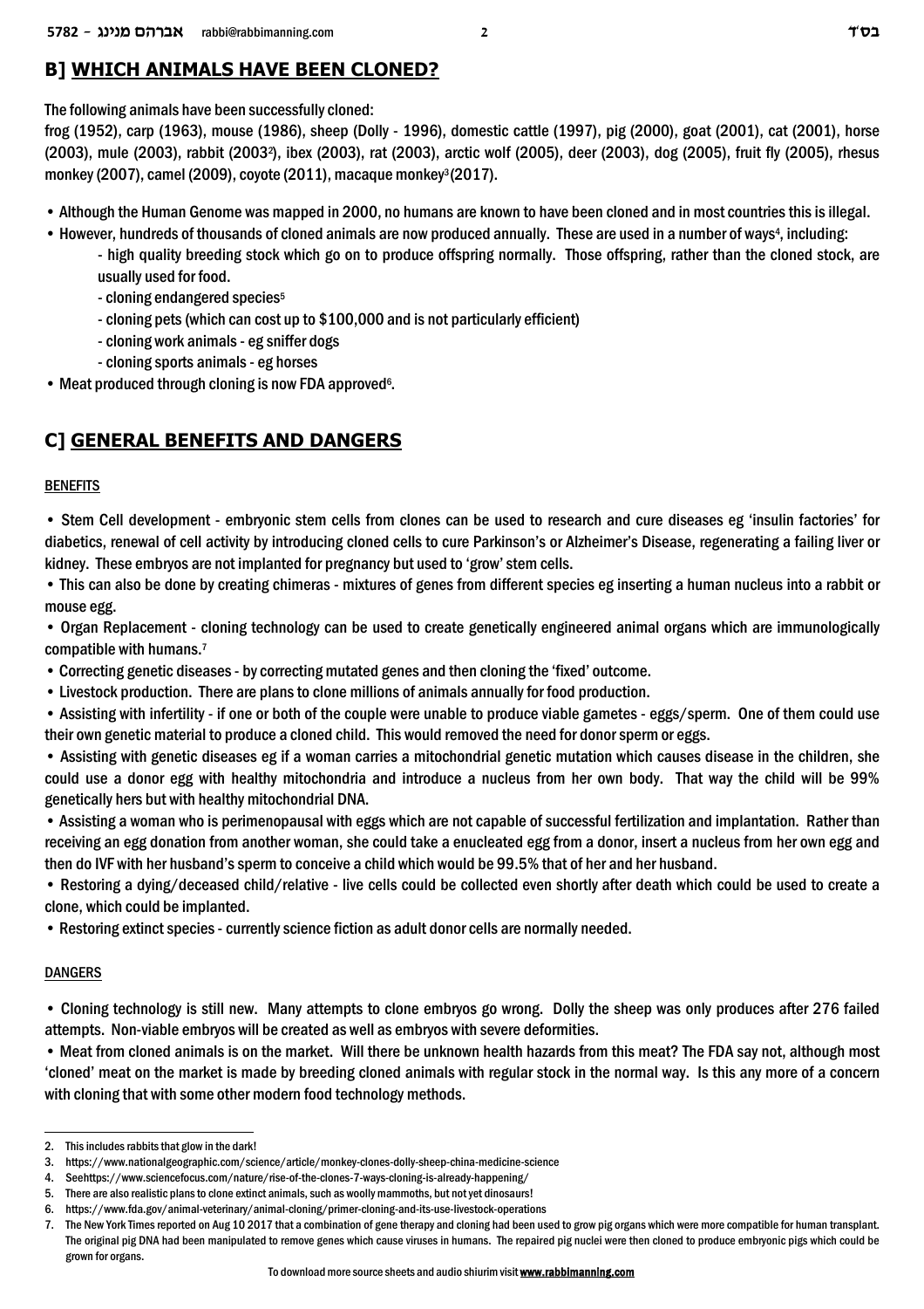## B] WHICH ANIMALS HAVE BEEN CLONED?

The following animals have been successfully cloned:

frog (1952), carp (1963), mouse (1986), sheep (Dolly - 1996), domestic cattle (1997), pig (2000), goat (2001), cat (2001), horse (2003), mule (2003), rabbit (2003[2]), ibex (2003), rat (2003), arctic wolf (2005), deer (2003), dog (2005), fruit fly (2005), rhesus monkey (2007), camel (2009), coyote (2011), macaque monkey[3](2017).

- Although the Human Genome was mapped in 2000, no humans are known to have been cloned and in most countries this is illegal.
- However, hundreds of thousands of cloned animals are now produced annually. These are used in a number of ways[4], including:
  - high quality breeding stock which go on to produce offspring normally. Those offspring, rather than the cloned stock, are usually used for food.
  - cloning endangered species[5]
  - cloning pets (which can cost up to $100,000 and is not particularly efficient)
  - cloning work animals - eg sniffer dogs
  - cloning sports animals - eg horses
- Meat produced through cloning is now FDA approved[6].

## C] GENERAL BENEFITS AND DANGERS

BENEFITS

- Stem Cell development - embryonic stem cells from clones can be used to research and cure diseases eg 'insulin factories' for diabetics, renewal of cell activity by introducing cloned cells to cure Parkinson's or Alzheimer's Disease, regenerating a failing liver or kidney. These embryos are not implanted for pregnancy but used to 'grow' stem cells.
- This can also be done by creating chimeras - mixtures of genes from different species eg inserting a human nucleus into a rabbit or mouse egg.
- Organ Replacement - cloning technology can be used to create genetically engineered animal organs which are immunologically compatible with humans.[7]
- Correcting genetic diseases - by correcting mutated genes and then cloning the 'fixed' outcome.
- Livestock production. There are plans to clone millions of animals annually for food production.
- Assisting with infertility - if one or both of the couple were unable to produce viable gametes - eggs/sperm. One of them could use their own genetic material to produce a cloned child. This would removed the need for donor sperm or eggs.
- Assisting with genetic diseases eg if a woman carries a mitochondrial genetic mutation which causes disease in the children, she could use a donor egg with healthy mitochondria and introduce a nucleus from her own body. That way the child will be 99% genetically hers but with healthy mitochondrial DNA.
- Assisting a woman who is perimenopausal with eggs which are not capable of successful fertilization and implantation. Rather than receiving an egg donation from another woman, she could take a enucleated egg from a donor, insert a nucleus from her own egg and then do IVF with her husband's sperm to conceive a child which would be 99.5% that of her and her husband.
- Restoring a dying/deceased child/relative - live cells could be collected even shortly after death which could be used to create a clone, which could be implanted.
- Restoring extinct species - currently science fiction as adult donor cells are normally needed.

DANGERS

- Cloning technology is still new. Many attempts to clone embryos go wrong. Dolly the sheep was only produces after 276 failed attempts. Non-viable embryos will be created as well as embryos with severe deformities.
- Meat from cloned animals is on the market. Will there be unknown health hazards from this meat? The FDA say not, although most 'cloned' meat on the market is made by breeding cloned animals with regular stock in the normal way. Is this any more of a concern with cloning that with some other modern food technology methods.

---

2. This includes rabbits that glow in the dark!
3. https://www.nationalgeographic.com/science/article/monkey-clones-dolly-sheep-china-medicine-science
4. Seehttps://www.sciencefocus.com/nature/rise-of-the-clones-7-ways-cloning-is-already-happening/
5. There are also realistic plans to clone extinct animals, such as woolly mammoths, but not yet dinosaurs!
6. https://www.fda.gov/animal-veterinary/animal-cloning/primer-cloning-and-its-use-livestock-operations
7. The New York Times reported on Aug 10 2017 that a combination of gene therapy and cloning had been used to grow pig organs which were more compatible for human transplant. The original pig DNA had been manipulated to remove genes which cause viruses in humans. The repaired pig nuclei were then cloned to produce embryonic pigs which could be grown for organs.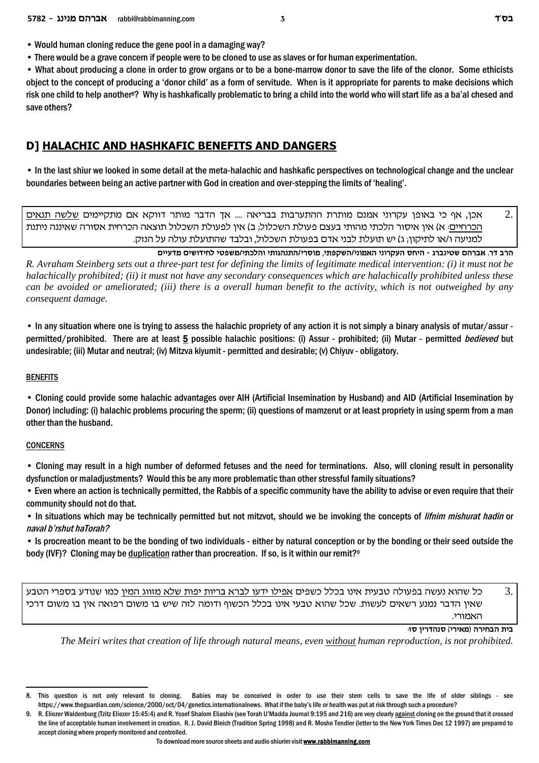- Would human cloning reduce the gene pool in a damaging way?
- There would be a grave concern if people were to be cloned to use as slaves or for human experimentation.
- What about producing a clone in order to grow organs or to be a bone-marrow donor to save the life of the clonor. Some ethicists object to the concept of producing a 'donor child' as a form of servitude. When is it appropriate for parents to make decisions which risk one child to help another[8]? Why is hashkafically problematic to bring a child into the world who will start life as a ba'al chesed and save others?

## D] HALACHIC AND HASHKAFIC BENEFITS AND DANGERS

- In the last shiur we looked in some detail at the meta-halachic and hashkafic perspectives on technological change and the unclear boundaries between being an active partner with God in creation and over-stepping the limits of 'healing'.

2. אכן, אף כי באופן עקרוני אמנם מותרת ההתערבות בבריאה .... אך הדבר מותר דווקא אם מתקיימים שלשה תנאים הכרחיים: א) אין איסור הלכתי מהותי בעצם פעולת השכלול; ב) אין לפעולת השכלול תוצאה הכרחית אסורה שאיננה ניתנת למניעה ו/או לתיקון; ג) יש תועלת לבני אדם בפעולת השכלול, ובלבד שהתועלת עולה על הנזק.

**הרב דר. אברהם שטינברג - היחס העקרוני האמוני/השקפתי, מוסרי/התנהגותי והלכתי/משפטי לחידושים מדעיים**

*R. Avraham Steinberg sets out a three-part test for defining the limits of legitimate medical intervention: (i) it must not be halachically prohibited; (ii) it must not have any secondary consequences which are halachically prohibited unless these can be avoided or ameliorated; (iii) there is a overall human benefit to the activity, which is not outweighed by any consequent damage.*

- In any situation where one is trying to assess the halachic propriety of any action it is not simply a binary analysis of mutar/assur - permitted/prohibited. There are at least **5** possible halachic positions: (i) Assur - prohibited; (ii) Mutar - permitted *bedieved* but undesirable; (iii) Mutar and neutral; (iv) Mitzva kiyumit - permitted and desirable; (v) Chiyuv - obligatory.

BENEFITS

- Cloning could provide some halachic advantages over AIH (Artificial Insemination by Husband) and AID (Artificial Insemination by Donor) including: (i) halachic problems procuring the sperm; (ii) questions of mamzerut or at least propriety in using sperm from a man other than the husband.

CONCERNS

- Cloning may result in a high number of deformed fetuses and the need for terminations. Also, will cloning result in personality dysfunction or maladjustments? Would this be any more problematic than other stressful family situations?
- Even where an action is technically permitted, the Rabbis of a specific community have the ability to advise or even require that their community should not do that.
- In situations which may be technically permitted but not mitzvot, should we be invoking the concepts of *lifnim mishurat hadin* or *naval b'rshut haTorah?*
- Is procreation meant to be the bonding of two individuals - either by natural conception or by the bonding or their seed outside the body (IVF)? Cloning may be duplication rather than procreation. If so, is it within our remit?[9]

3. כל שהוא נעשה בפעולה טבעית אינו בכלל כשפים אפילו ידעו לברא בריות יפות שלא מזווג המין כמו שנודע בספרי הטבע שאין הדבר נמנע ראשים לעשות. שכל שהוא טבעי אינו בכלל הכשוף ודומה לזה שיש בו משום רפואה אין בו משום דרכי האמורי.

**בית הבחירה (מאירי) סנהדרין סז:**

*The Meiri writes that creation of life through natural means, even without human reproduction, is not prohibited.*

---

8. This question is not only relevant to cloning. Babies may be conceived in order to use their stem cells to save the life of older siblings - see https://www.theguardian.com/science/2000/oct/04/genetics.internationalnews. What if the baby's life or health was put at risk through such a procedure?

9. R. Eliezer Waldenburg (Tzitz Eliezer 15:45:4) and R. Yosef Shalom Eliashiv (see Torah U'Madda Journal 9:195 and 216) are very clearly against cloning on the ground that it crossed the line of acceptable human involvement in creation. R. J. David Bleich (Tradition Spring 1998) and R. Moshe Tendler (letter to the New York Times Dec 12 1997) are prepared to accept cloning where properly monitored and controlled.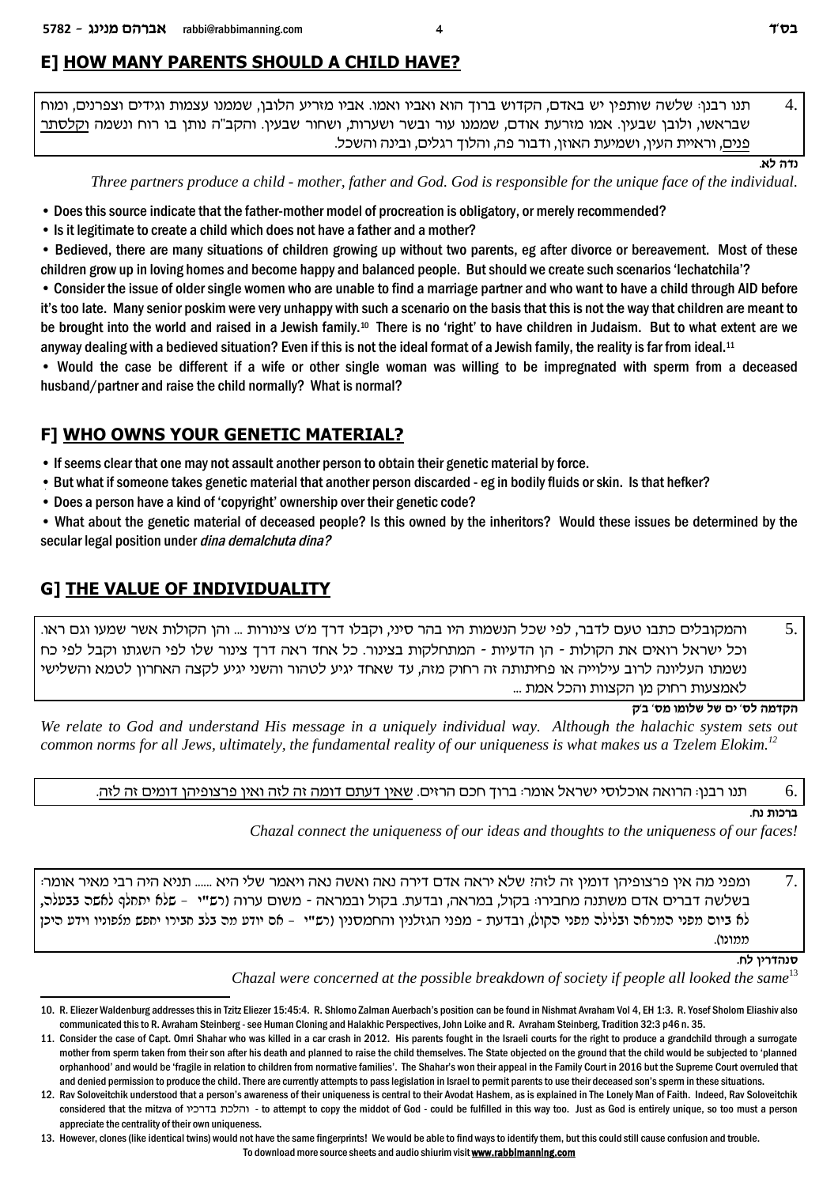## E] HOW MANY PARENTS SHOULD A CHILD HAVE?

4. תנו רבנן: שלשה שותפין יש באדם, הקדוש ברוך הוא ואביו ואמו. אביו מזריע הלובן, שממנו עצמות וגידים וצפרנים, ומוח שבראשו, ולובן שבעין. אמו מזרעת אודם, שממנו עור ובשר ושערות, ושחור שבעין. והקב"ה נותן בו רוח ונשמה וקלסתר פנים, וראיית העין, ושמיעת האוזן, ודבור פה, והלוך רגלים, ובינה והשכל.

**נדה לא.**

*Three partners produce a child - mother, father and God. God is responsible for the unique face of the individual.*

- Does this source indicate that the father-mother model of procreation is obligatory, or merely recommended?
- Is it legitimate to create a child which does not have a father and a mother?
- Bedieved, there are many situations of children growing up without two parents, eg after divorce or bereavement. Most of these children grow up in loving homes and become happy and balanced people. But should we create such scenarios 'lechatchila'?
- Consider the issue of older single women who are unable to find a marriage partner and who want to have a child through AID before it's too late. Many senior poskim were very unhappy with such a scenario on the basis that this is not the way that children are meant to be brought into the world and raised in a Jewish family.[10] There is no 'right' to have children in Judaism. But to what extent are we anyway dealing with a bedieved situation? Even if this is not the ideal format of a Jewish family, the reality is far from ideal.[11]
- Would the case be different if a wife or other single woman was willing to be impregnated with sperm from a deceased husband/partner and raise the child normally? What is normal?

## F] WHO OWNS YOUR GENETIC MATERIAL?

- If seems clear that one may not assault another person to obtain their genetic material by force.
- But what if someone takes genetic material that another person discarded - eg in bodily fluids or skin. Is that hefker?
- Does a person have a kind of 'copyright' ownership over their genetic code?
- What about the genetic material of deceased people? Is this owned by the inheritors? Would these issues be determined by the secular legal position under *dina demalchuta dina?*

## G] THE VALUE OF INDIVIDUALITY

5. והמקובלים כתבו טעם לדבר, לפי שכל הנשמות היו בהר סיני, וקבלו דרך מ"ט צינורות ... והן הקולות אשר שמעו וגם ראו. וכל ישראל רואים את הקולות - הן הדעיות - המתחלקות בצינור. כל אחד ראה דרך צינור שלו לפי השגתו וקבל לפי כח נשמתו העליונה לרוב עילוייה או פחיתותה זה רחוק מזה, עד שאחד יגיע לטהור והשני יגיע לקצה האחרון לטמא והשלישי לאמצעות רחוק מן הקצוות והכל אמת ...

**הקדמה לס' ים של שלומו מס' ב"ק**

*We relate to God and understand His message in a uniquely individual way. Although the halachic system sets out common norms for all Jews, ultimately, the fundamental reality of our uniqueness is what makes us a Tzelem Elokim.*[12]

6. תנו רבנן: הרואה אוכלוסי ישראל אומר: ברוך חכם הרזים. שאין דעתם דומה זה לזה ואין פרצופיהן דומים זה לזה.

**ברכות נח.**

*Chazal connect the uniqueness of our ideas and thoughts to the uniqueness of our faces!*

7. ומפני מה אין פרצופיהן דומין זה לזה? שלא יראה אדם דירה נאה ואשה נאה ויאמר שלי היא ...... תניא היה רבי מאיר אומר: בשלשה דברים אדם משתנה מחבירו: בקול, במראה, ובדעת. בקול ובמראה - משום ערוה (רש"י - שלא יתחלף לאשה בבעלה, לא ביום מפני המראה ובלילה מפני הקול), ובדעת - מפני הגזלנין והחמסנין (רש"י - אם יודע מה בלב חבירו יחפש מצפוניו וידע היכן ממונו).

**סנהדרין לח.**

*Chazal were concerned at the possible breakdown of society if people all looked the same*[13]

---

10. R. Eliezer Waldenburg addresses this in Tzitz Eliezer 15:45:4. R. Shlomo Zalman Auerbach's position can be found in Nishmat Avraham Vol 4, EH 1:3. R. Yosef Sholom Eliashiv also communicated this to R. Avraham Steinberg - see Human Cloning and Halakhic Perspectives, John Loike and R. Avraham Steinberg, Tradition 32:3 p46 n. 35.

11. Consider the case of Capt. Omri Shahar who was killed in a car crash in 2012. His parents fought in the Israeli courts for the right to produce a grandchild through a surrogate mother from sperm taken from their son after his death and planned to raise the child themselves. The State objected on the ground that the child would be subjected to 'planned orphanhood' and would be 'fragile in relation to children from normative families'. The Shahar's won their appeal in the Family Court in 2016 but the Supreme Court overruled that and denied permission to produce the child. There are currently attempts to pass legislation in Israel to permit parents to use their deceased son's sperm in these situations.

12. Rav Soloveitchik understood that a person's awareness of their uniqueness is central to their Avodat Hashem, as is explained in The Lonely Man of Faith. Indeed, Rav Soloveitchik considered that the mitzva of והלכת בדרכיו - to attempt to copy the middot of God - could be fulfilled in this way too. Just as God is entirely unique, so too must a person appreciate the centrality of their own uniqueness.

13. However, clones (like identical twins) would not have the same fingerprints! We would be able to find ways to identify them, but this could still cause confusion and trouble.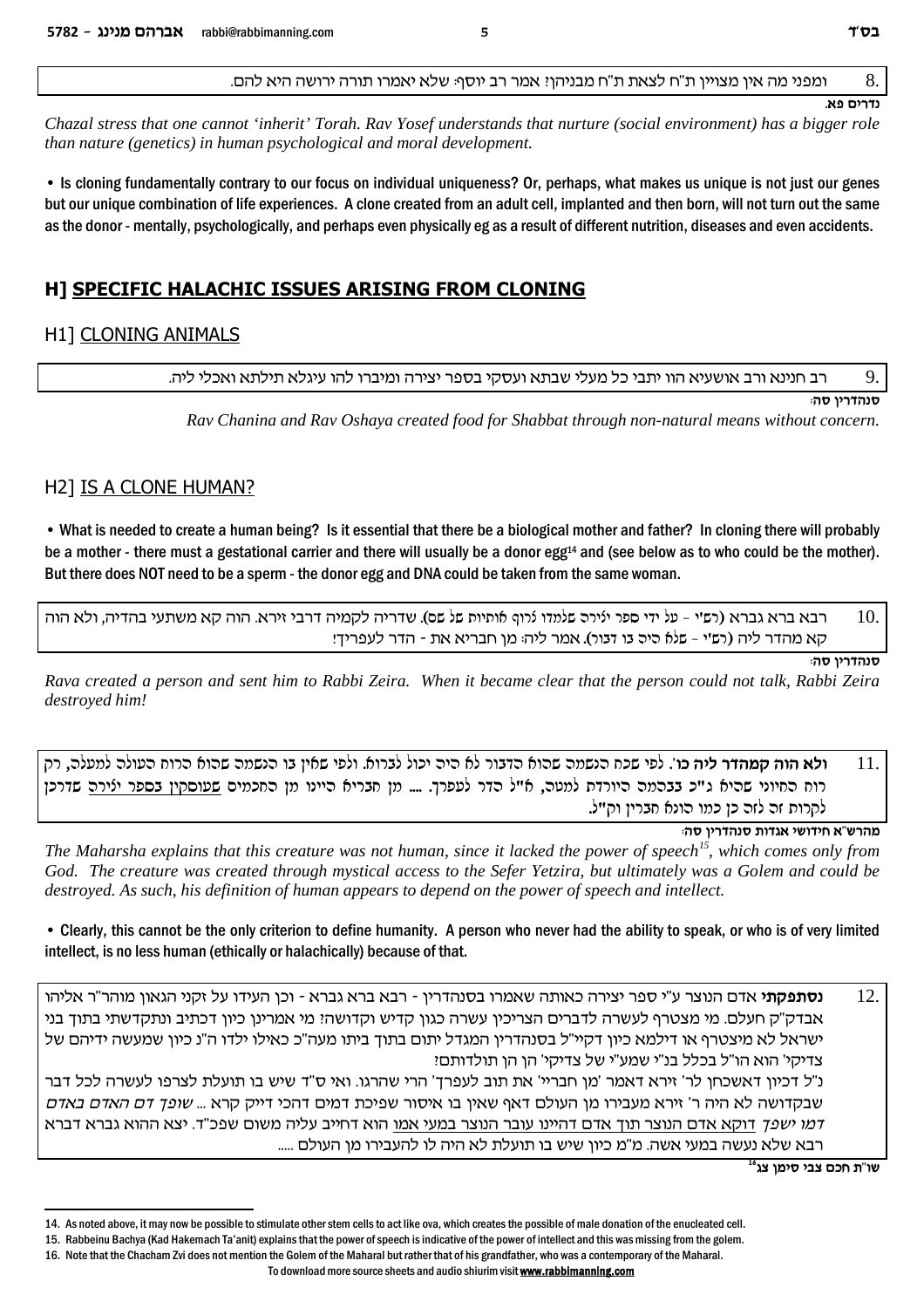8. ומפני מה אין מצויין ת"ח לצאת ת"ח מבניהן? אמר רב יוסף: שלא יאמרו תורה ירושה היא להם.

**נדרים פא.**

*Chazal stress that one cannot 'inherit' Torah. Rav Yosef understands that nurture (social environment) has a bigger role than nature (genetics) in human psychological and moral development.*

• Is cloning fundamentally contrary to our focus on individual uniqueness? Or, perhaps, what makes us unique is not just our genes but our unique combination of life experiences. A clone created from an adult cell, implanted and then born, will not turn out the same as the donor - mentally, psychologically, and perhaps even physically eg as a result of different nutrition, diseases and even accidents.

## H] SPECIFIC HALACHIC ISSUES ARISING FROM CLONING

### H1] CLONING ANIMALS

9. רב חנינא ורב אושעיא הוו יתבי כל מעלי שבתא ועסקי בספר יצירה ומיברו להו עיגלא תילתא ואכלי ליה.

**סנהדרין סה:**

*Rav Chanina and Rav Oshaya created food for Shabbat through non-natural means without concern.*

### H2] IS A CLONE HUMAN?

• What is needed to create a human being? Is it essential that there be a biological mother and father? In cloning there will probably be a mother - there must a gestational carrier and there will usually be a donor egg[14] and (see below as to who could be the mother). But there does NOT need to be a sperm - the donor egg and DNA could be taken from the same woman.

10. רבא ברא גברא (רש"י - על ידי ספר יצירה שלמדו לרוף אותיות של שם). שדריה לקמיה דרבי זירא. הוה קא משתעי בהדיה, ולא הוה קא מהדר ליה (רש"י - שלא היה בו דבור). אמר ליה: מן חבריא את - הדר לעפריך!

**סנהדרין סה:**

*Rava created a person and sent him to Rabbi Zeira. When it became clear that the person could not talk, Rabbi Zeira destroyed him!*

11. **ולא הוה קמהדר ליה כו'**. לפי שכח הנשמה שהוא הדבור לא היה יכול לבראת. ולפי שאין בו הנשמה שהוא הרוח העולה למעלה, רק רוח החיוני שהיא ג"כ בבהמה היורדת למטה, א"ל הדר לעפרך. .... מן חבריא הייתו מן החכמים שעוסקין בספר יצירה שדרכן לקרות זה לזה כן כמו הונא חברין וק"ל.

**מהרש"א חידושי אגדות סנהדרין סה:**

*The Maharsha explains that this creature was not human, since it lacked the power of speech[15], which comes only from God. The creature was created through mystical access to the Sefer Yetzira, but ultimately was a Golem and could be destroyed. As such, his definition of human appears to depend on the power of speech and intellect.*

• Clearly, this cannot be the only criterion to define humanity. A person who never had the ability to speak, or who is of very limited intellect, is no less human (ethically or halachically) because of that.

12. **נסתפקתי** אדם הנוצר ע"י ספר יצירה כאותה שאמרו בסנהדרין - רבא ברא גברא - וכן העידו על זקני הגאון מוהר"ר אליהו אבדק"ק חעלם. מי מצטרף לעשרה לדברים הצריכין עשרה כגון קדיש וקדושה? מי אמרינן כיון דכתיב ונתקדשתי בתוך בני ישראל לא מיצטרף או דילמא כיון דקיי"ל בסנהדרין המגדל יתום בתוך ביתו מעה"כ כאילו ילדו וה"נ כיון שמעשה ידיהם של צדיקי' הוא הו"ל בכלל בנ"י שמע"י של צדיקי' הן הן תולדותם?

נ"ל דכיון דאשכחן לר' זירא דאמר 'מן חברייי' את תוב לעפרך' הרי שהרגו. ואי ס"ד שיש בו תועלת לצרפו לעשרה לכל דבר שבקדושה לא היה ר' זירא מעבירו מן העולם דאף שאין בו איסור שפיכת דמים דהכי דייק קרא ... *שופך דם האדם באדם דמו ישפך* דוקא אדם הנוצר תוך אדם דהיינו עובר הנוצר במעי אמו הוא דחייב עליה משום שפכ"ד. יצא ההוא גברא דברא רבא שלא נעשה במעי אשה. מ"מ כיון שיש בו תועלת לא היה לו להעבירו מן העולם .....

**שו"ת חכם צבי סימן צג[16]**

---

14. As noted above, it may now be possible to stimulate other stem cells to act like ova, which creates the possible of male donation of the enucleated cell.

15. Rabbeinu Bachya (Kad Hakemach Ta'anit) explains that the power of speech is indicative of the power of intellect and this was missing from the golem.

16. Note that the Chacham Zvi does not mention the Golem of the Maharal but rather that of his grandfather, who was a contemporary of the Maharal.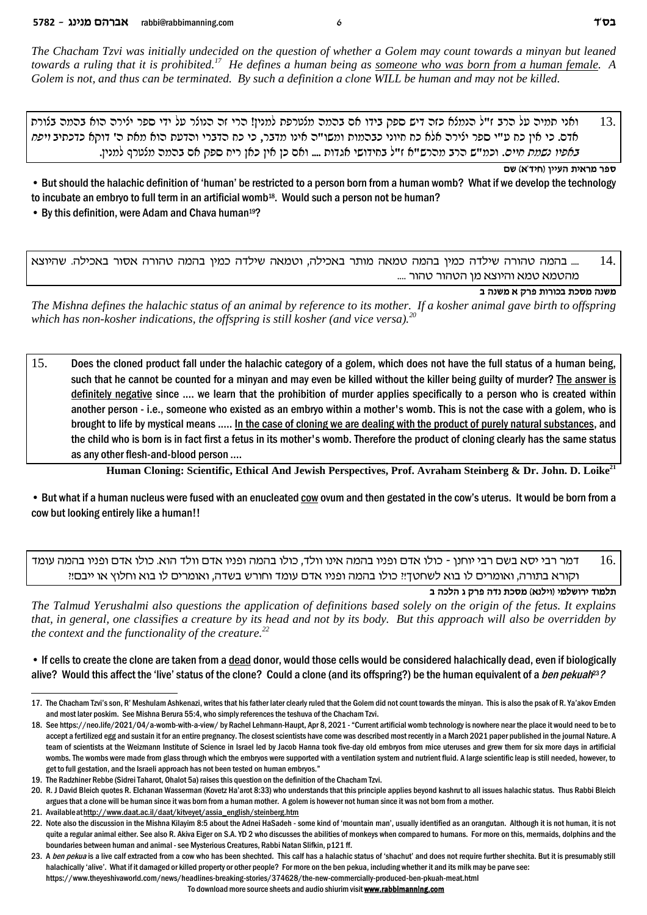*The Chacham Tzvi was initially undecided on the question of whether a Golem may count towards a minyan but leaned towards a ruling that it is prohibited.*[17] *He defines a human being as* *someone who was born from a human female. A Golem is not, and thus can be terminated. By such a definition a clone WILL be human and may not be killed.*

13. ואני תמיה על הרב ז"ל הנמלא כזה דיש ספק בידו אם בהמה מצטרפת למנין! הרי זה הנולד על ידי ספר יצירה הוא בהמה בצורת אדם. כי אין כח ע"י ספר יצירה אלא כח חיוני כבהמות ומשו"ה אינו מדבר, כי כח הדבור והדעת הוא מאת ה' דוקא כדכתיב *ויפח באפיו נשמת חיים*. וכמ"ש הרב מהרש"א ז"ל בחידושי אגדות .... ואם כן אין כאן ריח ספק אם בהמה מצטרף למנין.

**ספר מראית העין (חיד"א) שם**

- But should the halachic definition of 'human' be restricted to a person born from a human womb? What if we develop the technology to incubate an embryo to full term in an artificial womb[18]. Would such a person not be human?
- By this definition, were Adam and Chava human[19]?

14. .... בהמה טהורה שילדה כמין בהמה טמאה מותר באכילה, וטמאה שילדה כמין בהמה טהורה אסור באכילה. שהיוצא מהטמא טמא והיוצא מן הטהור טהור ....

**משנה מסכת בכורות פרק א משנה ב**

*The Mishna defines the halachic status of an animal by reference to its mother. If a kosher animal gave birth to offspring which has non-kosher indications, the offspring is still kosher (and vice versa).*[20]

15. Does the cloned product fall under the halachic category of a golem, which does not have the full status of a human being, such that he cannot be counted for a minyan and may even be killed without the killer being guilty of murder? The answer is definitely negative since .... we learn that the prohibition of murder applies specifically to a person who is created within another person - i.e., someone who existed as an embryo within a mother's womb. This is not the case with a golem, who is brought to life by mystical means ..... In the case of cloning we are dealing with the product of purely natural substances, and the child who is born is in fact first a fetus in its mother's womb. Therefore the product of cloning clearly has the same status as any other flesh-and-blood person ....

**Human Cloning: Scientific, Ethical And Jewish Perspectives, Prof. Avraham Steinberg & Dr. John. D. Loike**[21]

- But what if a human nucleus were fused with an enucleated cow ovum and then gestated in the cow's uterus. It would be born from a cow but looking entirely like a human!!

16. דמר רבי יסא בשם רבי יוחנן - כולו אדם ופניו בהמה אינו וולד, כולו בהמה ופניו אדם וולד הוא. כולו אדם ופניו בהמה עומד וקורא בתורה, ואומרים לו בוא לשחטך!? כולו בהמה ופניו אדם עומד וחורש בשדה, ואומרים לו בוא וחלוץ או ייבם!?

**תלמוד ירושלמי (וילנא) מסכת נדה פרק ג הלכה ב**

*The Talmud Yerushalmi also questions the application of definitions based solely on the origin of the fetus. It explains that, in general, one classifies a creature by its head and not by its body. But this approach will also be overridden by the context and the functionality of the creature.*[22]

- If cells to create the clone are taken from a dead donor, would those cells would be considered halachically dead, even if biologically alive? Would this affect the 'live' status of the clone? Could a clone (and its offspring?) be the human equivalent of a *ben pekuah*[23]?

---

17. The Chacham Tzvi's son, R' Meshulam Ashkenazi, writes that his father later clearly ruled that the Golem did not count towards the minyan. This is also the psak of R. Ya'akov Emden and most later poskim. See Mishna Berura 55:4, who simply references the teshuva of the Chacham Tzvi.
18. See https://neo.life/2021/04/a-womb-with-a-view/ by Rachel Lehmann-Haupt, Apr 8, 2021 - "Current artificial womb technology is nowhere near the place it would need to be to accept a fertilized egg and sustain it for an entire pregnancy. The closest scientists have come was described most recently in a March 2021 paper published in the journal Nature. A team of scientists at the Weizmann Institute of Science in Israel led by Jacob Hanna took five-day old embryos from mice uteruses and grew them for six more days in artificial wombs. The wombs were made from glass through which the embryos were supported with a ventilation system and nutrient fluid. A large scientific leap is still needed, however, to get to full gestation, and the Israeli approach has not been tested on human embryos."
19. The Radzhiner Rebbe (Sidrei Taharot, Ohalot 5a) raises this question on the definition of the Chacham Tzvi.
20. R. J David Bleich quotes R. Elchanan Wasserman (Kovetz Ha'arot 8:33) who understands that this principle applies beyond kashrut to all issues halachic status. Thus Rabbi Bleich argues that a clone will be human since it was born from a human mother. A golem is however not human since it was not born from a mother.
21. Available at http://www.daat.ac.il/daat/kitveyet/assia_english/steinberg.htm
22. Note also the discussion in the Mishna Kilayim 8:5 about the Adnei HaSadeh - some kind of 'mountain man', usually identified as an orangutan. Although it is not human, it is not quite a regular animal either. See also R. Akiva Eiger on S.A. YD 2 who discusses the abilities of monkeys when compared to humans. For more on this, mermaids, dolphins and the boundaries between human and animal - see Mysterious Creatures, Rabbi Natan Slifkin, p121 ff.
23. A *ben pekua* is a live calf extracted from a cow who has been shechted. This calf has a halachic status of 'shachut' and does not require further shechita. But it is presumably still halachically 'alive'. What if it damaged or killed property or other people? For more on the ben pekua, including whether it and its milk may be parve see: https://www.theyeshivaworld.com/news/headlines-breaking-stories/374628/the-new-commercially-produced-ben-pkuah-meat.html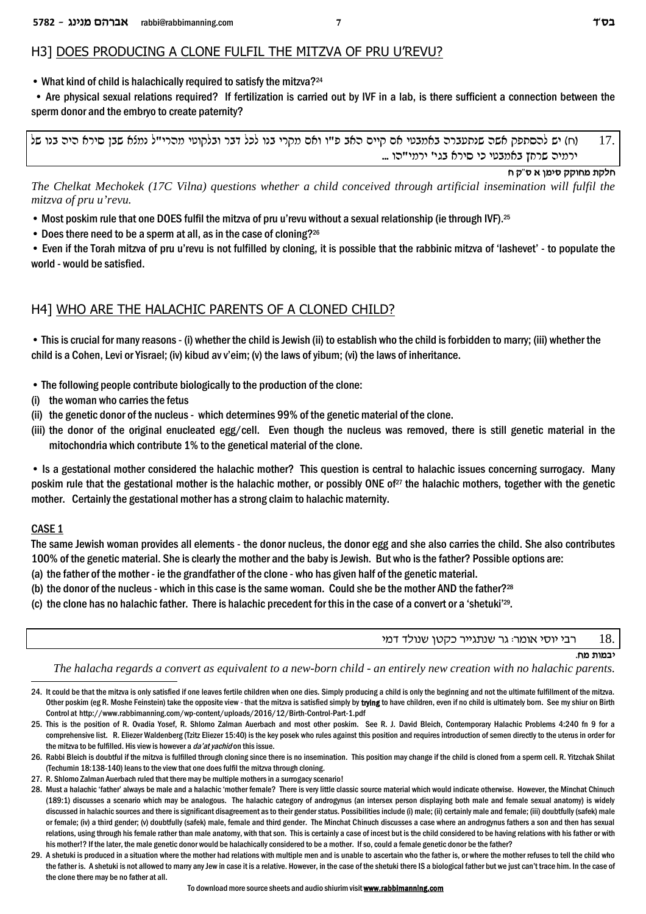## H3] DOES PRODUCING A CLONE FULFIL THE MITZVA OF PRU U'REVU?

- What kind of child is halachically required to satisfy the mitzva?[24]
- Are physical sexual relations required? If fertilization is carried out by IVF in a lab, is there sufficient a connection between the sperm donor and the embryo to create paternity?

17. (ח) יש להסתפק אשה שנתעברה באמבטי אם קיים האב פו"ו ואם מקרי בנו לכל דבר ובלקוטי מהרי"ל נמצא שבן סירא היה בנו של ירמיה שרחץ באמבטי כי סירא בגי' ירמי"הו ...

**חלקת מחוקק סימן א ס"ק ח**

*The Chelkat Mechokek (17C Vilna) questions whether a child conceived through artificial insemination will fulfil the mitzva of pru u'revu.*

- Most poskim rule that one DOES fulfil the mitzva of pru u'revu without a sexual relationship (ie through IVF).[25]
- Does there need to be a sperm at all, as in the case of cloning?[26]
- Even if the Torah mitzva of pru u'revu is not fulfilled by cloning, it is possible that the rabbinic mitzva of 'lashevet' - to populate the world - would be satisfied.

## H4] WHO ARE THE HALACHIC PARENTS OF A CLONED CHILD?

- This is crucial for many reasons - (i) whether the child is Jewish (ii) to establish who the child is forbidden to marry; (iii) whether the child is a Cohen, Levi or Yisrael; (iv) kibud av v'eim; (v) the laws of yibum; (vi) the laws of inheritance.

- The following people contribute biologically to the production of the clone:

(i) the woman who carries the fetus
(ii) the genetic donor of the nucleus - which determines 99% of the genetic material of the clone.
(iii) the donor of the original enucleated egg/cell. Even though the nucleus was removed, there is still genetic material in the mitochondria which contribute 1% to the genetical material of the clone.

- Is a gestational mother considered the halachic mother? This question is central to halachic issues concerning surrogacy. Many poskim rule that the gestational mother is the halachic mother, or possibly ONE of[27] the halachic mothers, together with the genetic mother. Certainly the gestational mother has a strong claim to halachic maternity.

### CASE 1

The same Jewish woman provides all elements - the donor nucleus, the donor egg and she also carries the child. She also contributes 100% of the genetic material. She is clearly the mother and the baby is Jewish. But who is the father? Possible options are:

(a) the father of the mother - ie the grandfather of the clone - who has given half of the genetic material.
(b) the donor of the nucleus - which in this case is the same woman. Could she be the mother AND the father?[28]
(c) the clone has no halachic father. There is halachic precedent for this in the case of a convert or a 'shetuki'[29].

18. רבי יוסי אומר: גר שנתגייר כקטן שנולד דמי

**יבמות מח.**

*The halacha regards a convert as equivalent to a new-born child - an entirely new creation with no halachic parents.*

---

24. It could be that the mitzva is only satisfied if one leaves fertile children when one dies. Simply producing a child is only the beginning and not the ultimate fulfillment of the mitzva. Other poskim (eg R. Moshe Feinstein) take the opposite view - that the mitzva is satisfied simply by **trying** to have children, even if no child is ultimately born. See my shiur on Birth Control at http://www.rabbimanning.com/wp-content/uploads/2016/12/Birth-Control-Part-1.pdf

25. This is the position of R. Ovadia Yosef, R. Shlomo Zalman Auerbach and most other poskim. See R. J. David Bleich, Contemporary Halachic Problems 4:240 fn 9 for a comprehensive list. R. Eliezer Waldenberg (Tzitz Eliezer 15:40) is the key posek who rules against this position and requires introduction of semen directly to the uterus in order for the mitzva to be fulfilled. His view is however a *da'at yachid* on this issue.

26. Rabbi Bleich is doubtful if the mitzva is fulfilled through cloning since there is no insemination. This position may change if the child is cloned from a sperm cell. R. Yitzchak Shilat (Techumin 18:138-140) leans to the view that one does fulfil the mitzva through cloning.

27. R. Shlomo Zalman Auerbach ruled that there may be multiple mothers in a surrogacy scenario!

28. Must a halachic 'father' always be male and a halachic 'mother female? There is very little classic source material which would indicate otherwise. However, the Minchat Chinuch (189:1) discusses a scenario which may be analogous. The halachic category of androgynus (an intersex person displaying both male and female sexual anatomy) is widely discussed in halachic sources and there is significant disagreement as to their gender status. Possibilities include (i) male; (ii) certainly male and female; (iii) doubtfully (safek) male or female; (iv) a third gender; (v) doubtfully (safek) male, female and third gender. The Minchat Chinuch discusses a case where an androgynus fathers a son and then has sexual relations, using through his female rather than male anatomy, with that son. This is certainly a case of incest but is the child considered to be having relations with his father or with his mother!? If the later, the male genetic donor would be halachically considered to be a mother. If so, could a female genetic donor be the father?

29. A shetuki is produced in a situation where the mother had relations with multiple men and is unable to ascertain who the father is, or where the mother refuses to tell the child who the father is. A shetuki is not allowed to marry any Jew in case it is a relative. However, in the case of the shetuki there IS a biological father but we just can't trace him. In the case of the clone there may be no father at all.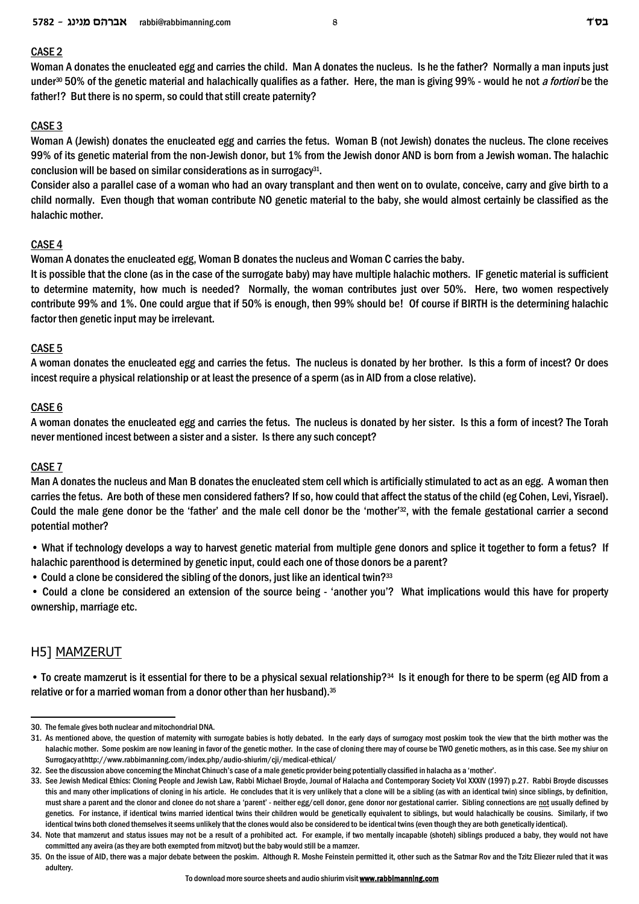CASE 2

Woman A donates the enucleated egg and carries the child. Man A donates the nucleus. Is he the father? Normally a man inputs just under[30] 50% of the genetic material and halachically qualifies as a father. Here, the man is giving 99% - would he not *a fortiori* be the father!? But there is no sperm, so could that still create paternity?

CASE 3

Woman A (Jewish) donates the enucleated egg and carries the fetus. Woman B (not Jewish) donates the nucleus. The clone receives 99% of its genetic material from the non-Jewish donor, but 1% from the Jewish donor AND is born from a Jewish woman. The halachic conclusion will be based on similar considerations as in surrogacy[31].

Consider also a parallel case of a woman who had an ovary transplant and then went on to ovulate, conceive, carry and give birth to a child normally. Even though that woman contribute NO genetic material to the baby, she would almost certainly be classified as the halachic mother.

CASE 4

Woman A donates the enucleated egg, Woman B donates the nucleus and Woman C carries the baby.

It is possible that the clone (as in the case of the surrogate baby) may have multiple halachic mothers. IF genetic material is sufficient to determine maternity, how much is needed? Normally, the woman contributes just over 50%. Here, two women respectively contribute 99% and 1%. One could argue that if 50% is enough, then 99% should be! Of course if BIRTH is the determining halachic factor then genetic input may be irrelevant.

CASE 5

A woman donates the enucleated egg and carries the fetus. The nucleus is donated by her brother. Is this a form of incest? Or does incest require a physical relationship or at least the presence of a sperm (as in AID from a close relative).

CASE 6

A woman donates the enucleated egg and carries the fetus. The nucleus is donated by her sister. Is this a form of incest? The Torah never mentioned incest between a sister and a sister. Is there any such concept?

CASE 7

Man A donates the nucleus and Man B donates the enucleated stem cell which is artificially stimulated to act as an egg. A woman then carries the fetus. Are both of these men considered fathers? If so, how could that affect the status of the child (eg Cohen, Levi, Yisrael). Could the male gene donor be the 'father' and the male cell donor be the 'mother'[32], with the female gestational carrier a second potential mother?

- What if technology develops a way to harvest genetic material from multiple gene donors and splice it together to form a fetus? If halachic parenthood is determined by genetic input, could each one of those donors be a parent?
- Could a clone be considered the sibling of the donors, just like an identical twin?[33]
- Could a clone be considered an extension of the source being - 'another you'? What implications would this have for property ownership, marriage etc.

## H5] MAMZERUT

- To create mamzerut is it essential for there to be a physical sexual relationship?[34] Is it enough for there to be sperm (eg AID from a relative or for a married woman from a donor other than her husband).[35]

---

30. The female gives both nuclear and mitochondrial DNA.
31. As mentioned above, the question of maternity with surrogate babies is hotly debated. In the early days of surrogacy most poskim took the view that the birth mother was the halachic mother. Some poskim are now leaning in favor of the genetic mother. In the case of cloning there may of course be TWO genetic mothers, as in this case. See my shiur on Surrogacy at http://www.rabbimanning.com/index.php/audio-shiurim/cji/medical-ethical/
32. See the discussion above concerning the Minchat Chinuch's case of a male genetic provider being potentially classified in halacha as a 'mother'.
33. See Jewish Medical Ethics: Cloning People and Jewish Law, Rabbi Michael Broyde, Journal of Halacha and Contemporary Society Vol XXXIV (1997) p.27. Rabbi Broyde discusses this and many other implications of cloning in his article. He concludes that it is very unlikely that a clone will be a sibling (as with an identical twin) since siblings, by definition, must share a parent and the clonor and clonee do not share a 'parent' - neither egg/cell donor, gene donor nor gestational carrier. Sibling connections are not usually defined by genetics. For instance, if identical twins married identical twins their children would be genetically equivalent to siblings, but would halachically be cousins. Similarly, if two identical twins both cloned themselves it seems unlikely that the clones would also be considered to be identical twins (even though they are both genetically identical).
34. Note that mamzerut and status issues may not be a result of a prohibited act. For example, if two mentally incapable (shoteh) siblings produced a baby, they would not have committed any aveira (as they are both exempted from mitzvot) but the baby would still be a mamzer.
35. On the issue of AID, there was a major debate between the poskim. Although R. Moshe Feinstein permitted it, other such as the Satmar Rov and the Tzitz Eliezer ruled that it was adultery.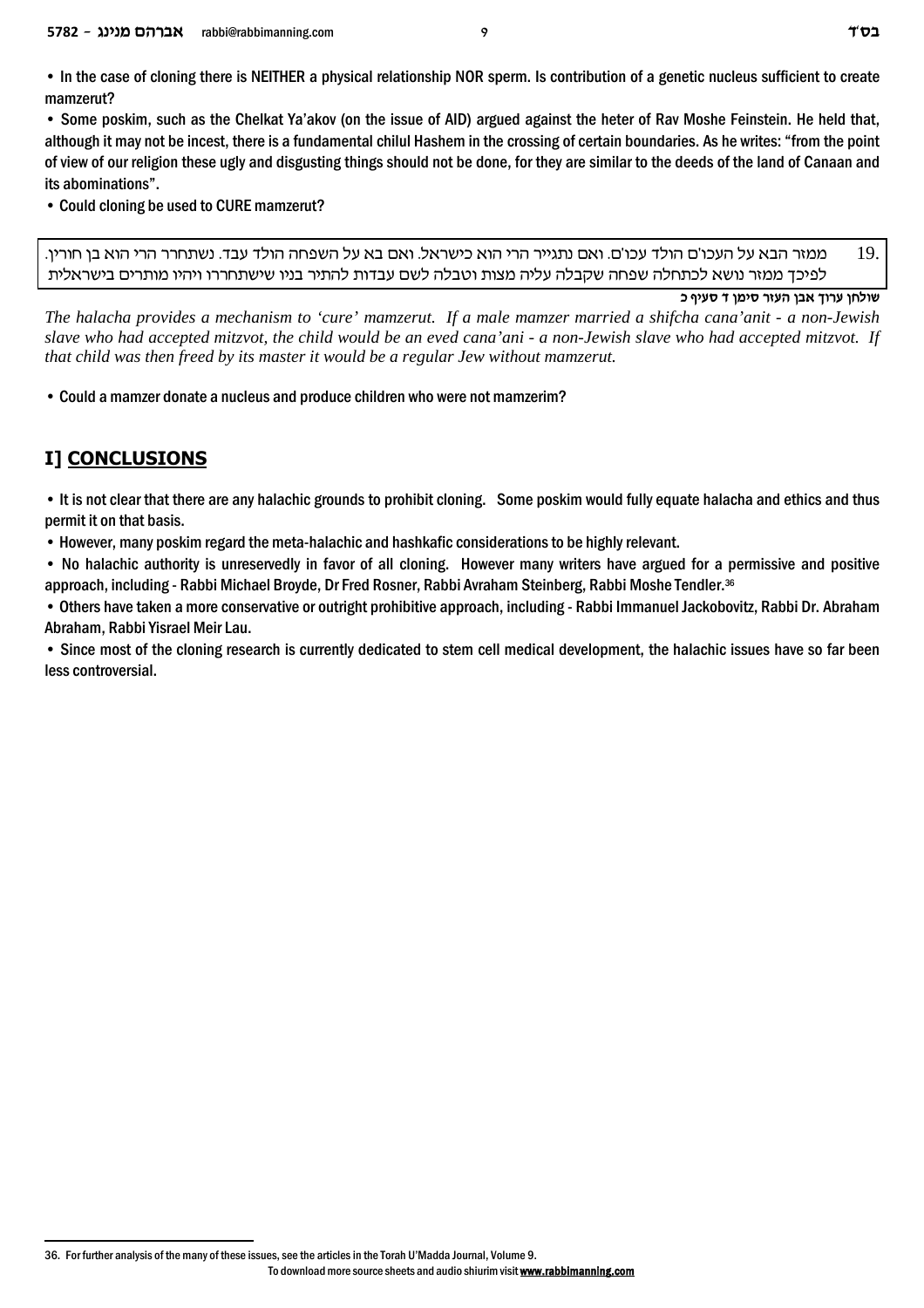• In the case of cloning there is NEITHER a physical relationship NOR sperm. Is contribution of a genetic nucleus sufficient to create mamzerut?

• Some poskim, such as the Chelkat Ya'akov (on the issue of AID) argued against the heter of Rav Moshe Feinstein. He held that, although it may not be incest, there is a fundamental chilul Hashem in the crossing of certain boundaries. As he writes: "from the point of view of our religion these ugly and disgusting things should not be done, for they are similar to the deeds of the land of Canaan and its abominations".

• Could cloning be used to CURE mamzerut?

19. ממזר הבא על העכו"ם הולד עכו"ם. ואם נתגייר הרי הוא כישראל. ואם בא על השפחה הולד עבד. נשתחרר הרי הוא בן חורין. לפיכך ממזר נושא לכתחלה שפחה שקבלה עליה מצות וטבלה לשם עבדות להתיר בניו שישתחררו ויהיו מותרים בישראלית

**שולחן ערוך אבן העזר סימן ד סעיף כ**

*The halacha provides a mechanism to 'cure' mamzerut. If a male mamzer married a shifcha cana'anit - a non-Jewish slave who had accepted mitzvot, the child would be an eved cana'ani - a non-Jewish slave who had accepted mitzvot. If that child was then freed by its master it would be a regular Jew without mamzerut.*

• Could a mamzer donate a nucleus and produce children who were not mamzerim?

## I] CONCLUSIONS

• It is not clear that there are any halachic grounds to prohibit cloning. Some poskim would fully equate halacha and ethics and thus permit it on that basis.

• However, many poskim regard the meta-halachic and hashkafic considerations to be highly relevant.

• No halachic authority is unreservedly in favor of all cloning. However many writers have argued for a permissive and positive approach, including - Rabbi Michael Broyde, Dr Fred Rosner, Rabbi Avraham Steinberg, Rabbi Moshe Tendler.[36]

• Others have taken a more conservative or outright prohibitive approach, including - Rabbi Immanuel Jackobovitz, Rabbi Dr. Abraham Abraham, Rabbi Yisrael Meir Lau.

• Since most of the cloning research is currently dedicated to stem cell medical development, the halachic issues have so far been less controversial.

---

36. For further analysis of the many of these issues, see the articles in the Torah U'Madda Journal, Volume 9.